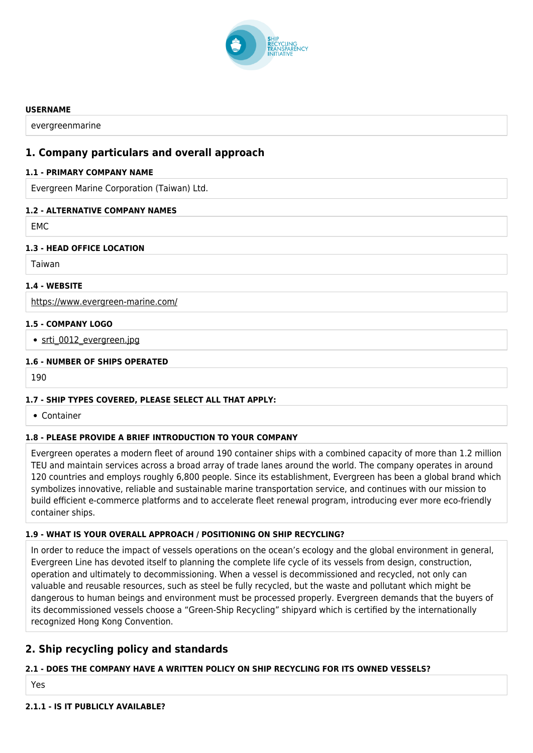**USERNAME**

evergreenmarine

## 1. Company particulars and overall approach

**1.1 - PRIMARY COMPANY NAME**

Evergreen Marine Corporation (Taiwan) Ltd.

**1.2 - ALTERNATIVE COMPANY NAMES**

EMC

**1.3 - HEAD OFFICE LOCATION**

Taiwan

**1.4 - WEBSITE**

https://www.evergreen-marine.com/

**1.5 - COMPANY LOGO**

- srti_0012_evergreen.jpg

**1.6 - NUMBER OF SHIPS OPERATED**

190

**1.7 - SHIP TYPES COVERED, PLEASE SELECT ALL THAT APPLY:**

- Container

**1.8 - PLEASE PROVIDE A BRIEF INTRODUCTION TO YOUR COMPANY**

Evergreen operates a modern fleet of around 190 container ships with a combined capacity of more than 1.2 million TEU and maintain services across a broad array of trade lanes around the world. The company operates in around 120 countries and employs roughly 6,800 people. Since its establishment, Evergreen has been a global brand which symbolizes innovative, reliable and sustainable marine transportation service, and continues with our mission to build efficient e-commerce platforms and to accelerate fleet renewal program, introducing ever more eco-friendly container ships.

**1.9 - WHAT IS YOUR OVERALL APPROACH / POSITIONING ON SHIP RECYCLING?**

In order to reduce the impact of vessels operations on the ocean's ecology and the global environment in general, Evergreen Line has devoted itself to planning the complete life cycle of its vessels from design, construction, operation and ultimately to decommissioning. When a vessel is decommissioned and recycled, not only can valuable and reusable resources, such as steel be fully recycled, but the waste and pollutant which might be dangerous to human beings and environment must be processed properly. Evergreen demands that the buyers of its decommissioned vessels choose a "Green-Ship Recycling" shipyard which is certified by the internationally recognized Hong Kong Convention.

## 2. Ship recycling policy and standards

**2.1 - DOES THE COMPANY HAVE A WRITTEN POLICY ON SHIP RECYCLING FOR ITS OWNED VESSELS?**

Yes

**2.1.1 - IS IT PUBLICLY AVAILABLE?**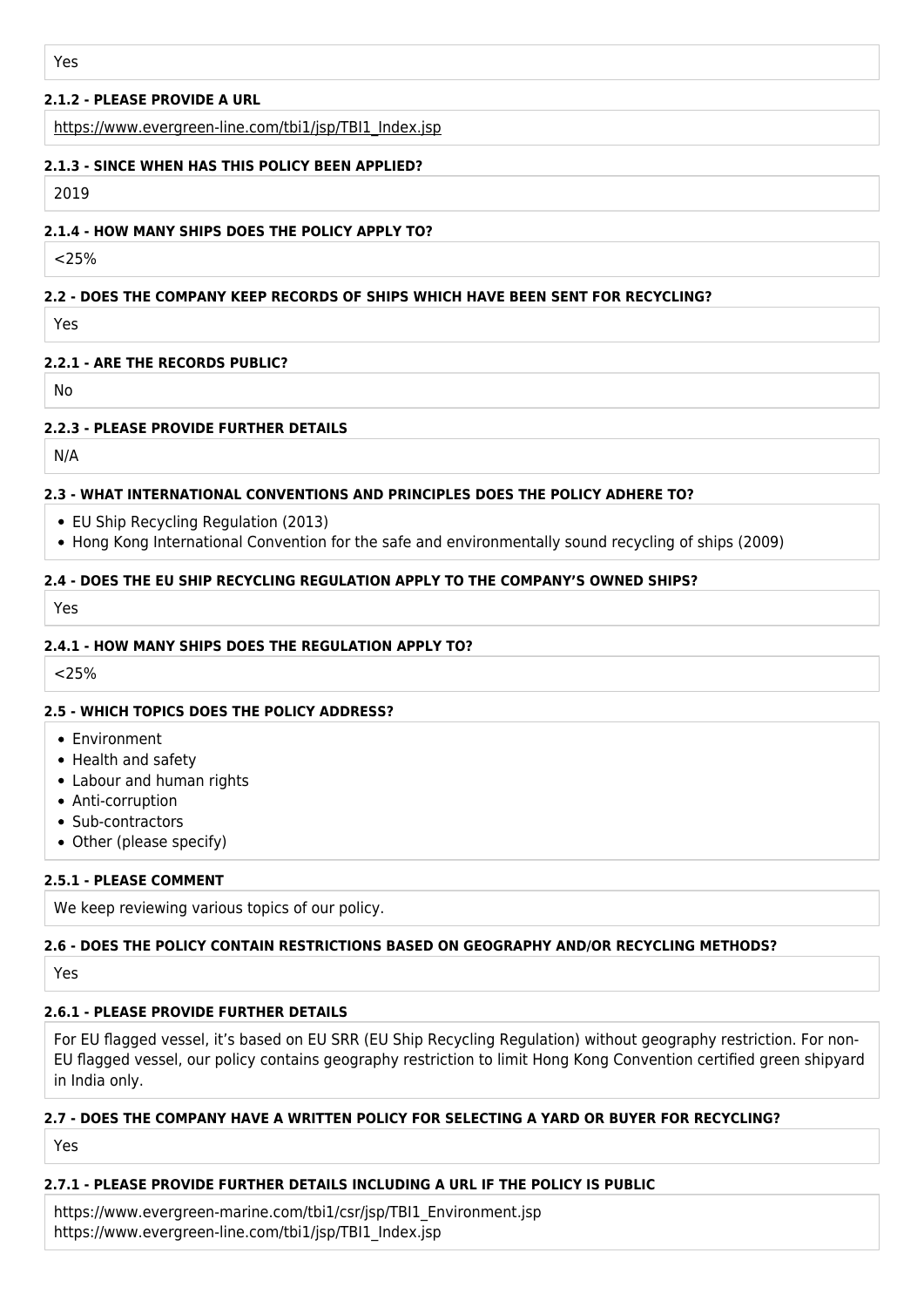Yes

**2.1.2 - PLEASE PROVIDE A URL**

https://www.evergreen-line.com/tbi1/jsp/TBI1_Index.jsp

**2.1.3 - SINCE WHEN HAS THIS POLICY BEEN APPLIED?**

2019

**2.1.4 - HOW MANY SHIPS DOES THE POLICY APPLY TO?**

<25%

**2.2 - DOES THE COMPANY KEEP RECORDS OF SHIPS WHICH HAVE BEEN SENT FOR RECYCLING?**

Yes

**2.2.1 - ARE THE RECORDS PUBLIC?**

No

**2.2.3 - PLEASE PROVIDE FURTHER DETAILS**

N/A

**2.3 - WHAT INTERNATIONAL CONVENTIONS AND PRINCIPLES DOES THE POLICY ADHERE TO?**

- EU Ship Recycling Regulation (2013)
- Hong Kong International Convention for the safe and environmentally sound recycling of ships (2009)

**2.4 - DOES THE EU SHIP RECYCLING REGULATION APPLY TO THE COMPANY'S OWNED SHIPS?**

Yes

**2.4.1 - HOW MANY SHIPS DOES THE REGULATION APPLY TO?**

<25%

**2.5 - WHICH TOPICS DOES THE POLICY ADDRESS?**

- Environment
- Health and safety
- Labour and human rights
- Anti-corruption
- Sub-contractors
- Other (please specify)

**2.5.1 - PLEASE COMMENT**

We keep reviewing various topics of our policy.

**2.6 - DOES THE POLICY CONTAIN RESTRICTIONS BASED ON GEOGRAPHY AND/OR RECYCLING METHODS?**

Yes

**2.6.1 - PLEASE PROVIDE FURTHER DETAILS**

For EU flagged vessel, it's based on EU SRR (EU Ship Recycling Regulation) without geography restriction. For non-EU flagged vessel, our policy contains geography restriction to limit Hong Kong Convention certified green shipyard in India only.

**2.7 - DOES THE COMPANY HAVE A WRITTEN POLICY FOR SELECTING A YARD OR BUYER FOR RECYCLING?**

Yes

**2.7.1 - PLEASE PROVIDE FURTHER DETAILS INCLUDING A URL IF THE POLICY IS PUBLIC**

https://www.evergreen-marine.com/tbi1/csr/jsp/TBI1_Environment.jsp
https://www.evergreen-line.com/tbi1/jsp/TBI1_Index.jsp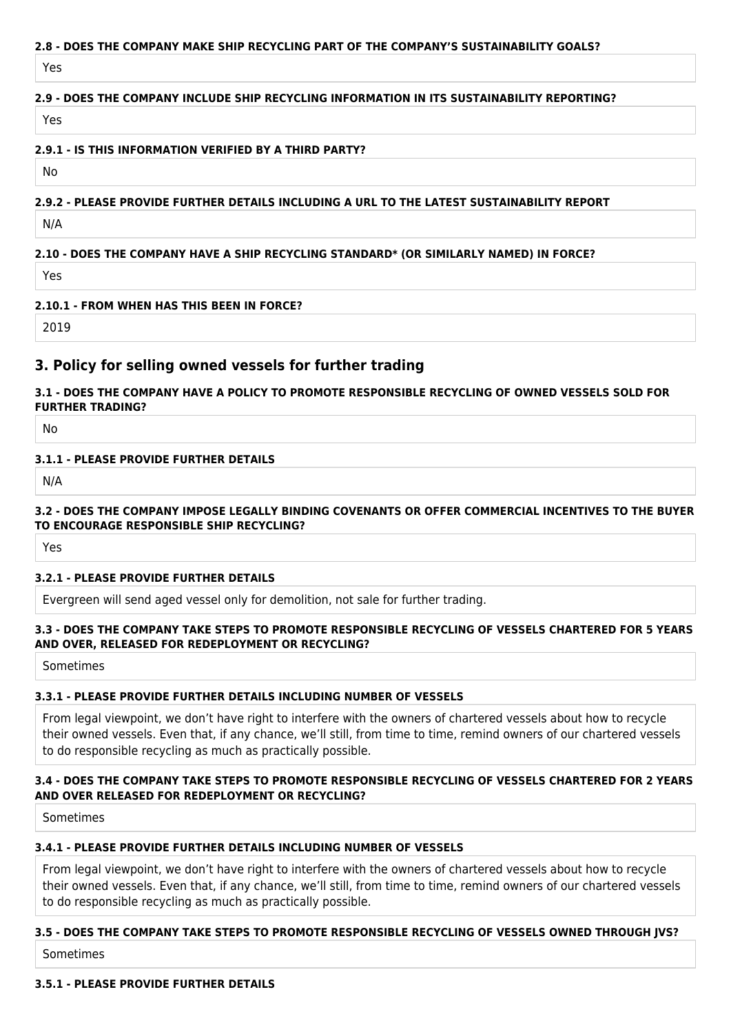#### 2.8 - DOES THE COMPANY MAKE SHIP RECYCLING PART OF THE COMPANY'S SUSTAINABILITY GOALS?

Yes

#### 2.9 - DOES THE COMPANY INCLUDE SHIP RECYCLING INFORMATION IN ITS SUSTAINABILITY REPORTING?

Yes

#### 2.9.1 - IS THIS INFORMATION VERIFIED BY A THIRD PARTY?

No

#### 2.9.2 - PLEASE PROVIDE FURTHER DETAILS INCLUDING A URL TO THE LATEST SUSTAINABILITY REPORT

N/A

#### 2.10 - DOES THE COMPANY HAVE A SHIP RECYCLING STANDARD* (OR SIMILARLY NAMED) IN FORCE?

Yes

#### 2.10.1 - FROM WHEN HAS THIS BEEN IN FORCE?

2019

## 3. Policy for selling owned vessels for further trading

#### 3.1 - DOES THE COMPANY HAVE A POLICY TO PROMOTE RESPONSIBLE RECYCLING OF OWNED VESSELS SOLD FOR FURTHER TRADING?

No

#### 3.1.1 - PLEASE PROVIDE FURTHER DETAILS

N/A

#### 3.2 - DOES THE COMPANY IMPOSE LEGALLY BINDING COVENANTS OR OFFER COMMERCIAL INCENTIVES TO THE BUYER TO ENCOURAGE RESPONSIBLE SHIP RECYCLING?

Yes

#### 3.2.1 - PLEASE PROVIDE FURTHER DETAILS

Evergreen will send aged vessel only for demolition, not sale for further trading.

#### 3.3 - DOES THE COMPANY TAKE STEPS TO PROMOTE RESPONSIBLE RECYCLING OF VESSELS CHARTERED FOR 5 YEARS AND OVER, RELEASED FOR REDEPLOYMENT OR RECYCLING?

Sometimes

#### 3.3.1 - PLEASE PROVIDE FURTHER DETAILS INCLUDING NUMBER OF VESSELS

From legal viewpoint, we don't have right to interfere with the owners of chartered vessels about how to recycle their owned vessels. Even that, if any chance, we'll still, from time to time, remind owners of our chartered vessels to do responsible recycling as much as practically possible.

#### 3.4 - DOES THE COMPANY TAKE STEPS TO PROMOTE RESPONSIBLE RECYCLING OF VESSELS CHARTERED FOR 2 YEARS AND OVER RELEASED FOR REDEPLOYMENT OR RECYCLING?

Sometimes

#### 3.4.1 - PLEASE PROVIDE FURTHER DETAILS INCLUDING NUMBER OF VESSELS

From legal viewpoint, we don't have right to interfere with the owners of chartered vessels about how to recycle their owned vessels. Even that, if any chance, we'll still, from time to time, remind owners of our chartered vessels to do responsible recycling as much as practically possible.

#### 3.5 - DOES THE COMPANY TAKE STEPS TO PROMOTE RESPONSIBLE RECYCLING OF VESSELS OWNED THROUGH JVS?

Sometimes

#### 3.5.1 - PLEASE PROVIDE FURTHER DETAILS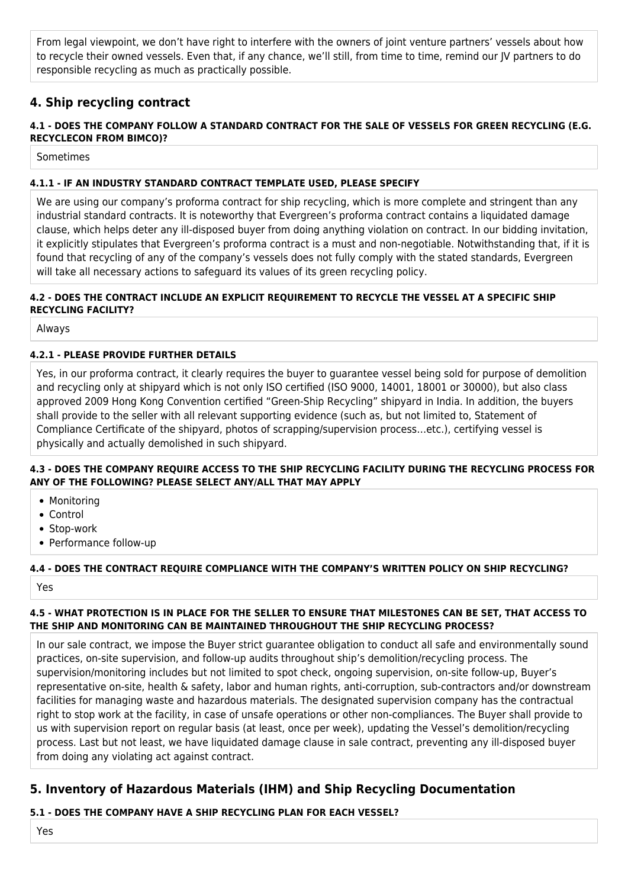From legal viewpoint, we don't have right to interfere with the owners of joint venture partners' vessels about how to recycle their owned vessels. Even that, if any chance, we'll still, from time to time, remind our JV partners to do responsible recycling as much as practically possible.

## 4. Ship recycling contract

#### 4.1 - DOES THE COMPANY FOLLOW A STANDARD CONTRACT FOR THE SALE OF VESSELS FOR GREEN RECYCLING (E.G. RECYCLECON FROM BIMCO)?

Sometimes

#### 4.1.1 - IF AN INDUSTRY STANDARD CONTRACT TEMPLATE USED, PLEASE SPECIFY

We are using our company's proforma contract for ship recycling, which is more complete and stringent than any industrial standard contracts. It is noteworthy that Evergreen's proforma contract contains a liquidated damage clause, which helps deter any ill-disposed buyer from doing anything violation on contract. In our bidding invitation, it explicitly stipulates that Evergreen's proforma contract is a must and non-negotiable. Notwithstanding that, if it is found that recycling of any of the company's vessels does not fully comply with the stated standards, Evergreen will take all necessary actions to safeguard its values of its green recycling policy.

#### 4.2 - DOES THE CONTRACT INCLUDE AN EXPLICIT REQUIREMENT TO RECYCLE THE VESSEL AT A SPECIFIC SHIP RECYCLING FACILITY?

Always

#### 4.2.1 - PLEASE PROVIDE FURTHER DETAILS

Yes, in our proforma contract, it clearly requires the buyer to guarantee vessel being sold for purpose of demolition and recycling only at shipyard which is not only ISO certified (ISO 9000, 14001, 18001 or 30000), but also class approved 2009 Hong Kong Convention certified "Green-Ship Recycling" shipyard in India. In addition, the buyers shall provide to the seller with all relevant supporting evidence (such as, but not limited to, Statement of Compliance Certificate of the shipyard, photos of scrapping/supervision process…etc.), certifying vessel is physically and actually demolished in such shipyard.

#### 4.3 - DOES THE COMPANY REQUIRE ACCESS TO THE SHIP RECYCLING FACILITY DURING THE RECYCLING PROCESS FOR ANY OF THE FOLLOWING? PLEASE SELECT ANY/ALL THAT MAY APPLY

- Monitoring
- Control
- Stop-work
- Performance follow-up

#### 4.4 - DOES THE CONTRACT REQUIRE COMPLIANCE WITH THE COMPANY'S WRITTEN POLICY ON SHIP RECYCLING?

Yes

#### 4.5 - WHAT PROTECTION IS IN PLACE FOR THE SELLER TO ENSURE THAT MILESTONES CAN BE SET, THAT ACCESS TO THE SHIP AND MONITORING CAN BE MAINTAINED THROUGHOUT THE SHIP RECYCLING PROCESS?

In our sale contract, we impose the Buyer strict guarantee obligation to conduct all safe and environmentally sound practices, on-site supervision, and follow-up audits throughout ship's demolition/recycling process. The supervision/monitoring includes but not limited to spot check, ongoing supervision, on-site follow-up, Buyer's representative on-site, health & safety, labor and human rights, anti-corruption, sub-contractors and/or downstream facilities for managing waste and hazardous materials. The designated supervision company has the contractual right to stop work at the facility, in case of unsafe operations or other non-compliances. The Buyer shall provide to us with supervision report on regular basis (at least, once per week), updating the Vessel's demolition/recycling process. Last but not least, we have liquidated damage clause in sale contract, preventing any ill-disposed buyer from doing any violating act against contract.

## 5. Inventory of Hazardous Materials (IHM) and Ship Recycling Documentation

#### 5.1 - DOES THE COMPANY HAVE A SHIP RECYCLING PLAN FOR EACH VESSEL?

Yes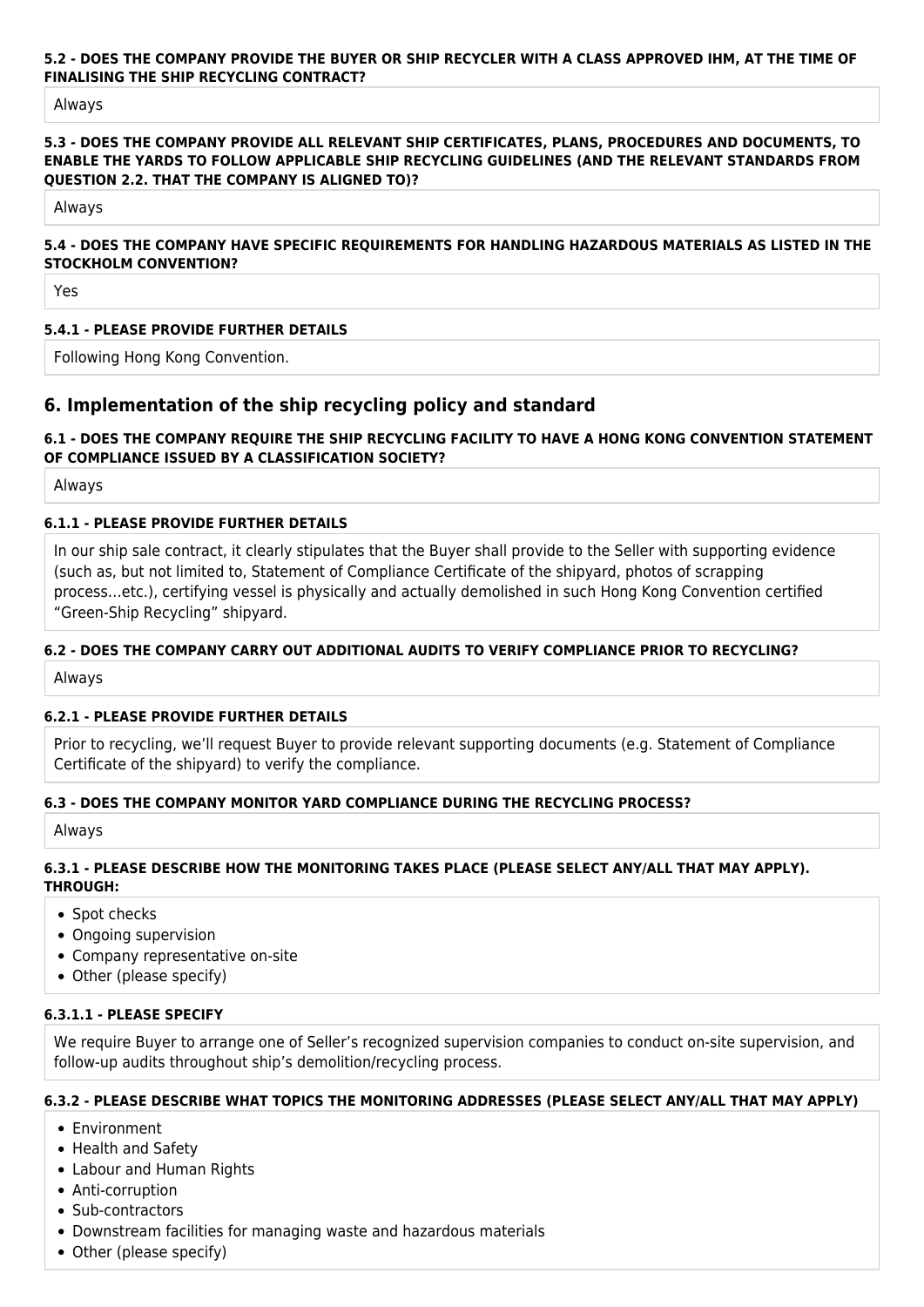#### 5.2 - DOES THE COMPANY PROVIDE THE BUYER OR SHIP RECYCLER WITH A CLASS APPROVED IHM, AT THE TIME OF FINALISING THE SHIP RECYCLING CONTRACT?

Always

#### 5.3 - DOES THE COMPANY PROVIDE ALL RELEVANT SHIP CERTIFICATES, PLANS, PROCEDURES AND DOCUMENTS, TO ENABLE THE YARDS TO FOLLOW APPLICABLE SHIP RECYCLING GUIDELINES (AND THE RELEVANT STANDARDS FROM QUESTION 2.2. THAT THE COMPANY IS ALIGNED TO)?

Always

#### 5.4 - DOES THE COMPANY HAVE SPECIFIC REQUIREMENTS FOR HANDLING HAZARDOUS MATERIALS AS LISTED IN THE STOCKHOLM CONVENTION?

Yes

#### 5.4.1 - PLEASE PROVIDE FURTHER DETAILS

Following Hong Kong Convention.

## 6. Implementation of the ship recycling policy and standard

#### 6.1 - DOES THE COMPANY REQUIRE THE SHIP RECYCLING FACILITY TO HAVE A HONG KONG CONVENTION STATEMENT OF COMPLIANCE ISSUED BY A CLASSIFICATION SOCIETY?

Always

#### 6.1.1 - PLEASE PROVIDE FURTHER DETAILS

In our ship sale contract, it clearly stipulates that the Buyer shall provide to the Seller with supporting evidence (such as, but not limited to, Statement of Compliance Certificate of the shipyard, photos of scrapping process...etc.), certifying vessel is physically and actually demolished in such Hong Kong Convention certified "Green-Ship Recycling" shipyard.

#### 6.2 - DOES THE COMPANY CARRY OUT ADDITIONAL AUDITS TO VERIFY COMPLIANCE PRIOR TO RECYCLING?

Always

#### 6.2.1 - PLEASE PROVIDE FURTHER DETAILS

Prior to recycling, we'll request Buyer to provide relevant supporting documents (e.g. Statement of Compliance Certificate of the shipyard) to verify the compliance.

#### 6.3 - DOES THE COMPANY MONITOR YARD COMPLIANCE DURING THE RECYCLING PROCESS?

Always

#### 6.3.1 - PLEASE DESCRIBE HOW THE MONITORING TAKES PLACE (PLEASE SELECT ANY/ALL THAT MAY APPLY). THROUGH:

- Spot checks
- Ongoing supervision
- Company representative on-site
- Other (please specify)

#### 6.3.1.1 - PLEASE SPECIFY

We require Buyer to arrange one of Seller's recognized supervision companies to conduct on-site supervision, and follow-up audits throughout ship's demolition/recycling process.

#### 6.3.2 - PLEASE DESCRIBE WHAT TOPICS THE MONITORING ADDRESSES (PLEASE SELECT ANY/ALL THAT MAY APPLY)

- Environment
- Health and Safety
- Labour and Human Rights
- Anti-corruption
- Sub-contractors
- Downstream facilities for managing waste and hazardous materials
- Other (please specify)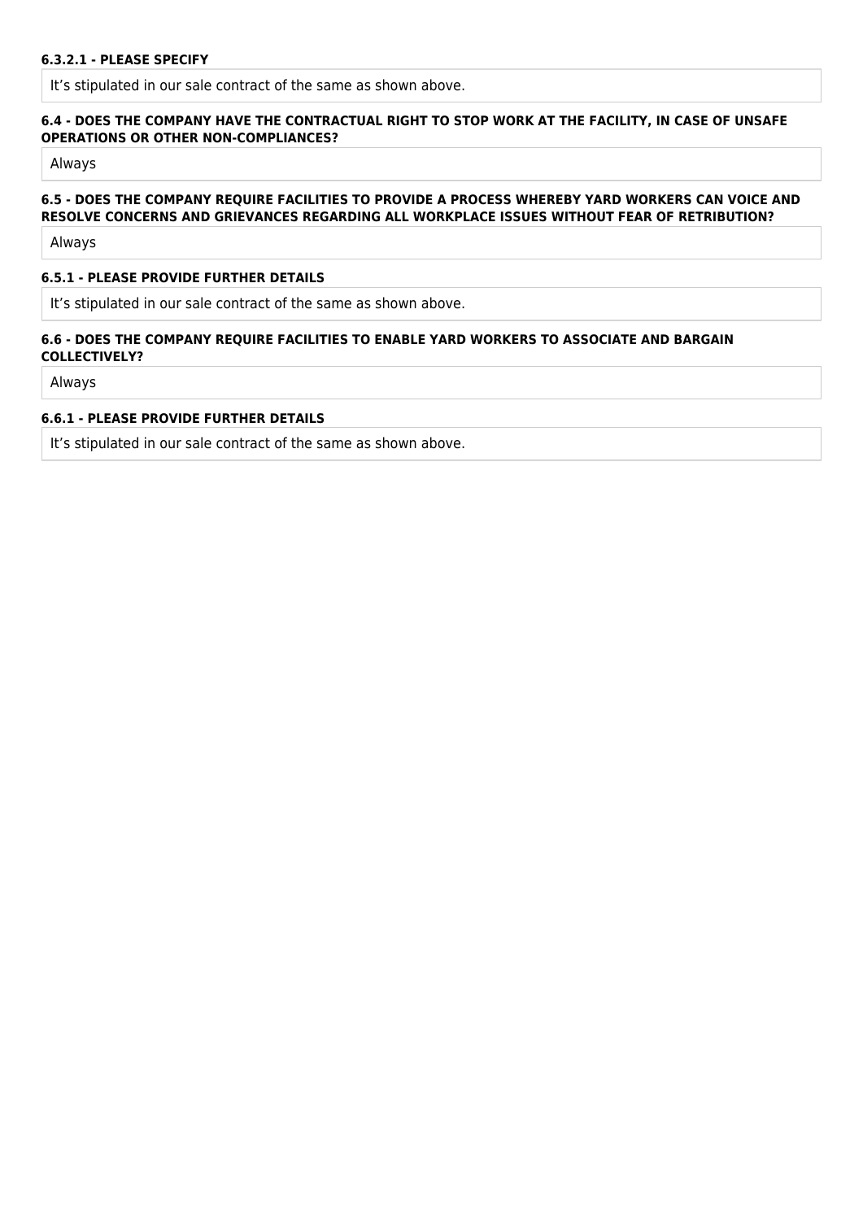**6.3.2.1 - PLEASE SPECIFY**

It's stipulated in our sale contract of the same as shown above.

**6.4 - DOES THE COMPANY HAVE THE CONTRACTUAL RIGHT TO STOP WORK AT THE FACILITY, IN CASE OF UNSAFE OPERATIONS OR OTHER NON-COMPLIANCES?**

Always

**6.5 - DOES THE COMPANY REQUIRE FACILITIES TO PROVIDE A PROCESS WHEREBY YARD WORKERS CAN VOICE AND RESOLVE CONCERNS AND GRIEVANCES REGARDING ALL WORKPLACE ISSUES WITHOUT FEAR OF RETRIBUTION?**

Always

**6.5.1 - PLEASE PROVIDE FURTHER DETAILS**

It's stipulated in our sale contract of the same as shown above.

**6.6 - DOES THE COMPANY REQUIRE FACILITIES TO ENABLE YARD WORKERS TO ASSOCIATE AND BARGAIN COLLECTIVELY?**

Always

**6.6.1 - PLEASE PROVIDE FURTHER DETAILS**

It's stipulated in our sale contract of the same as shown above.